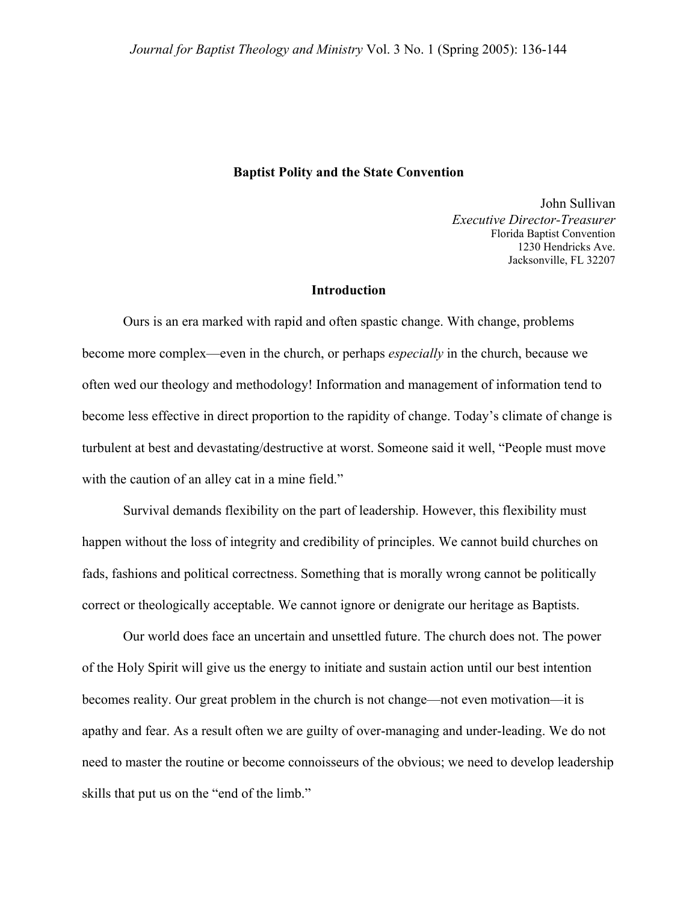# Baptist Polity and the State Convention

John Sullivan
*Executive Director-Treasurer*
Florida Baptist Convention
1230 Hendricks Ave.
Jacksonville, FL 32207

## Introduction

Ours is an era marked with rapid and often spastic change. With change, problems become more complex—even in the church, or perhaps *especially* in the church, because we often wed our theology and methodology! Information and management of information tend to become less effective in direct proportion to the rapidity of change. Today's climate of change is turbulent at best and devastating/destructive at worst. Someone said it well, "People must move with the caution of an alley cat in a mine field."

Survival demands flexibility on the part of leadership. However, this flexibility must happen without the loss of integrity and credibility of principles. We cannot build churches on fads, fashions and political correctness. Something that is morally wrong cannot be politically correct or theologically acceptable. We cannot ignore or denigrate our heritage as Baptists.

Our world does face an uncertain and unsettled future. The church does not. The power of the Holy Spirit will give us the energy to initiate and sustain action until our best intention becomes reality. Our great problem in the church is not change—not even motivation—it is apathy and fear. As a result often we are guilty of over-managing and under-leading. We do not need to master the routine or become connoisseurs of the obvious; we need to develop leadership skills that put us on the "end of the limb."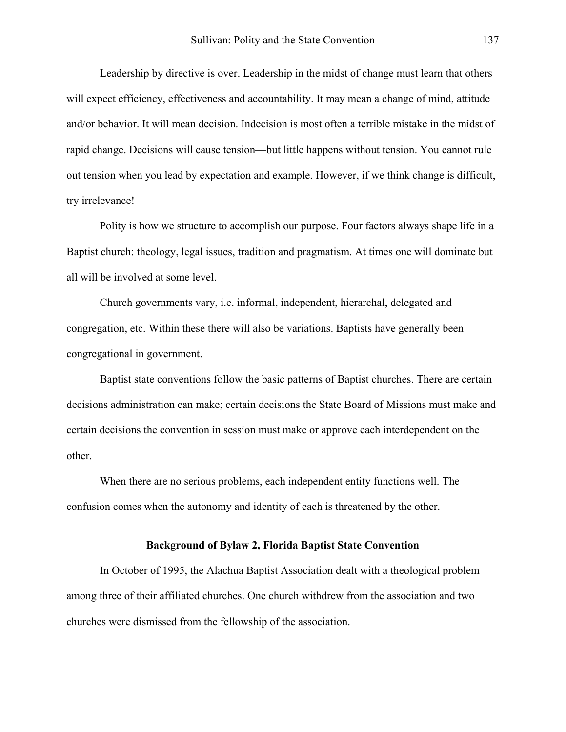Leadership by directive is over. Leadership in the midst of change must learn that others will expect efficiency, effectiveness and accountability. It may mean a change of mind, attitude and/or behavior. It will mean decision. Indecision is most often a terrible mistake in the midst of rapid change. Decisions will cause tension—but little happens without tension. You cannot rule out tension when you lead by expectation and example. However, if we think change is difficult, try irrelevance!

Polity is how we structure to accomplish our purpose. Four factors always shape life in a Baptist church: theology, legal issues, tradition and pragmatism. At times one will dominate but all will be involved at some level.

Church governments vary, i.e. informal, independent, hierarchal, delegated and congregation, etc. Within these there will also be variations. Baptists have generally been congregational in government.

Baptist state conventions follow the basic patterns of Baptist churches. There are certain decisions administration can make; certain decisions the State Board of Missions must make and certain decisions the convention in session must make or approve each interdependent on the other.

When there are no serious problems, each independent entity functions well. The confusion comes when the autonomy and identity of each is threatened by the other.

### Background of Bylaw 2, Florida Baptist State Convention

In October of 1995, the Alachua Baptist Association dealt with a theological problem among three of their affiliated churches. One church withdrew from the association and two churches were dismissed from the fellowship of the association.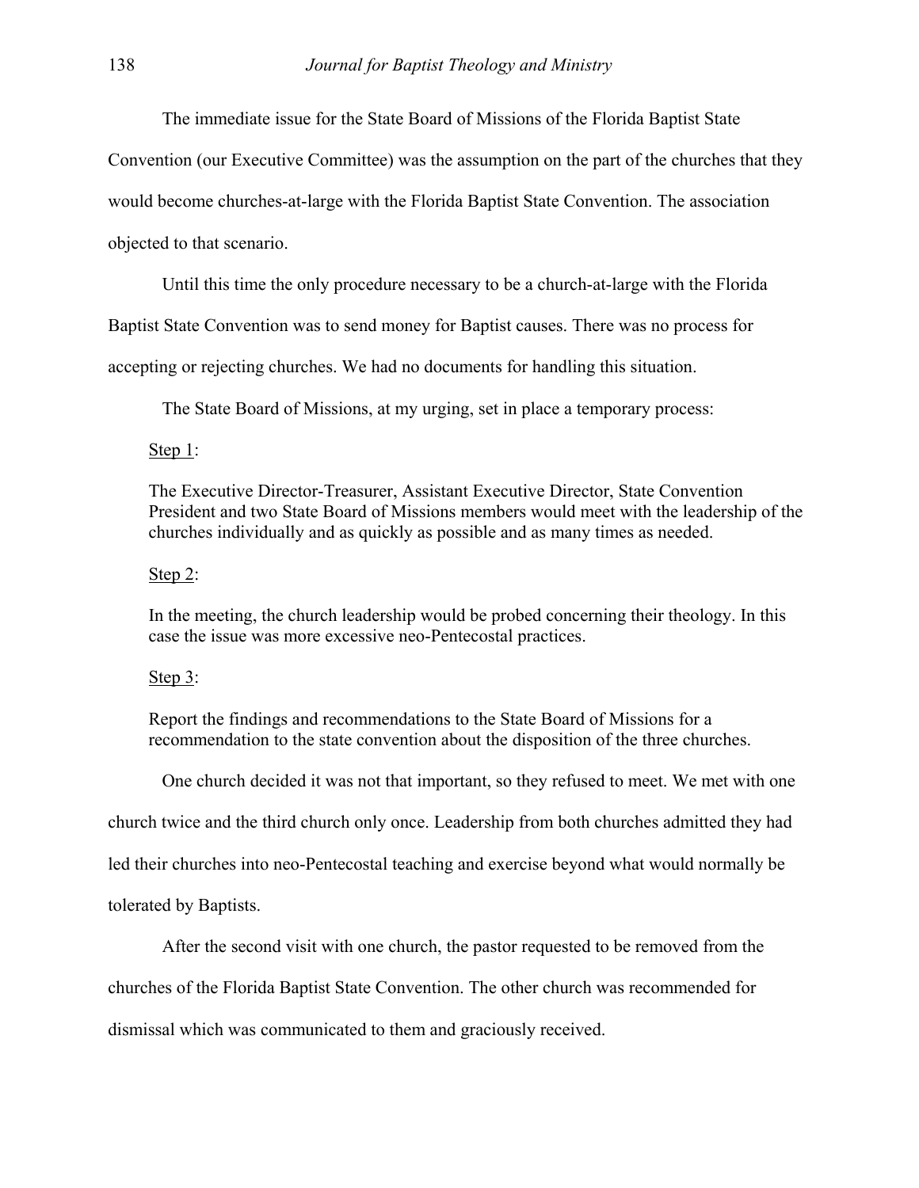The immediate issue for the State Board of Missions of the Florida Baptist State Convention (our Executive Committee) was the assumption on the part of the churches that they would become churches-at-large with the Florida Baptist State Convention. The association objected to that scenario.

Until this time the only procedure necessary to be a church-at-large with the Florida Baptist State Convention was to send money for Baptist causes. There was no process for accepting or rejecting churches. We had no documents for handling this situation.

The State Board of Missions, at my urging, set in place a temporary process:

> Step 1:
>
> The Executive Director-Treasurer, Assistant Executive Director, State Convention President and two State Board of Missions members would meet with the leadership of the churches individually and as quickly as possible and as many times as needed.
>
> Step 2:
>
> In the meeting, the church leadership would be probed concerning their theology. In this case the issue was more excessive neo-Pentecostal practices.
>
> Step 3:
>
> Report the findings and recommendations to the State Board of Missions for a recommendation to the state convention about the disposition of the three churches.

One church decided it was not that important, so they refused to meet. We met with one church twice and the third church only once. Leadership from both churches admitted they had led their churches into neo-Pentecostal teaching and exercise beyond what would normally be tolerated by Baptists.

After the second visit with one church, the pastor requested to be removed from the churches of the Florida Baptist State Convention. The other church was recommended for dismissal which was communicated to them and graciously received.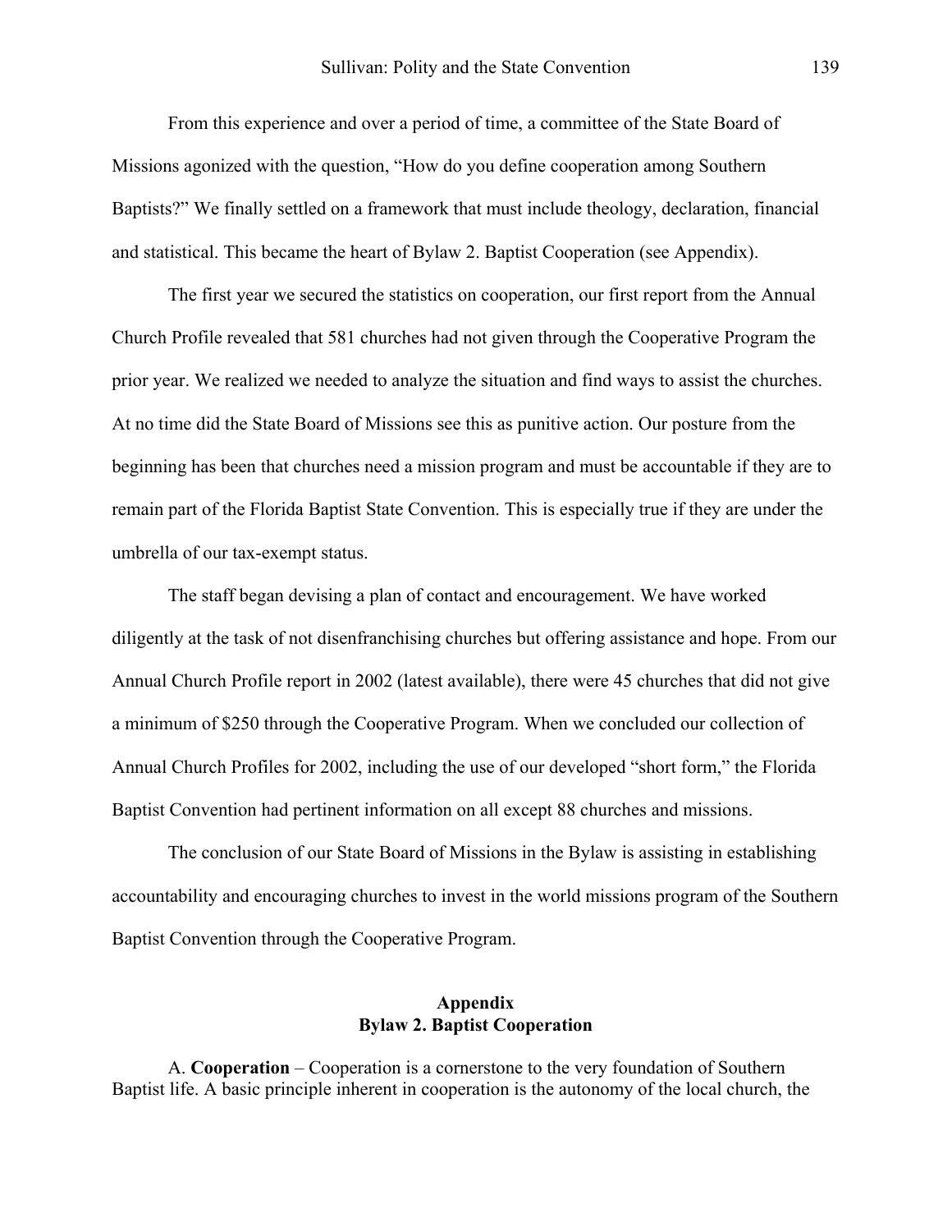From this experience and over a period of time, a committee of the State Board of Missions agonized with the question, "How do you define cooperation among Southern Baptists?" We finally settled on a framework that must include theology, declaration, financial and statistical. This became the heart of Bylaw 2. Baptist Cooperation (see Appendix).

The first year we secured the statistics on cooperation, our first report from the Annual Church Profile revealed that 581 churches had not given through the Cooperative Program the prior year. We realized we needed to analyze the situation and find ways to assist the churches. At no time did the State Board of Missions see this as punitive action. Our posture from the beginning has been that churches need a mission program and must be accountable if they are to remain part of the Florida Baptist State Convention. This is especially true if they are under the umbrella of our tax-exempt status.

The staff began devising a plan of contact and encouragement. We have worked diligently at the task of not disenfranchising churches but offering assistance and hope. From our Annual Church Profile report in 2002 (latest available), there were 45 churches that did not give a minimum of $250 through the Cooperative Program. When we concluded our collection of Annual Church Profiles for 2002, including the use of our developed "short form," the Florida Baptist Convention had pertinent information on all except 88 churches and missions.

The conclusion of our State Board of Missions in the Bylaw is assisting in establishing accountability and encouraging churches to invest in the world missions program of the Southern Baptist Convention through the Cooperative Program.

## Appendix
## Bylaw 2. Baptist Cooperation

A. **Cooperation** – Cooperation is a cornerstone to the very foundation of Southern Baptist life. A basic principle inherent in cooperation is the autonomy of the local church, the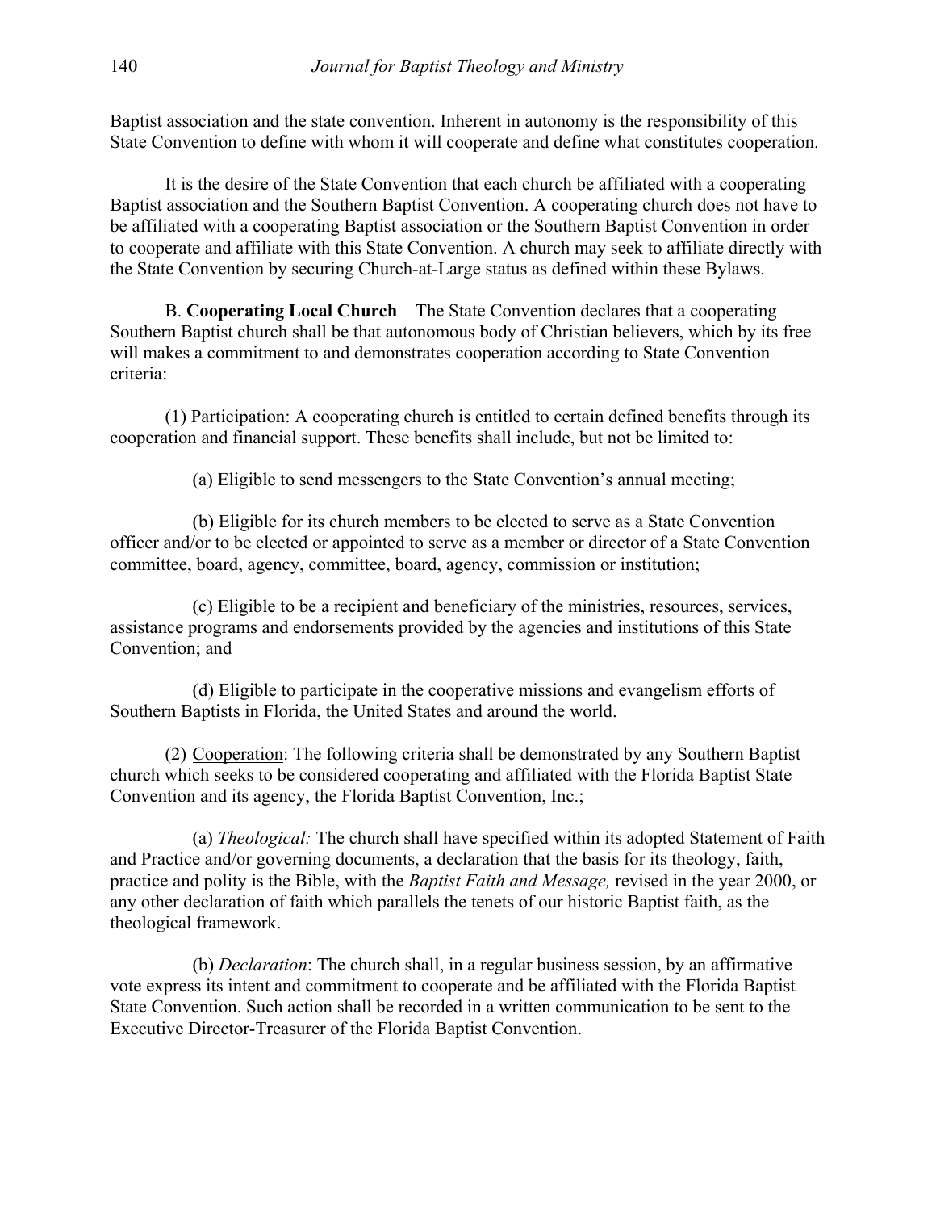Baptist association and the state convention. Inherent in autonomy is the responsibility of this State Convention to define with whom it will cooperate and define what constitutes cooperation.

It is the desire of the State Convention that each church be affiliated with a cooperating Baptist association and the Southern Baptist Convention. A cooperating church does not have to be affiliated with a cooperating Baptist association or the Southern Baptist Convention in order to cooperate and affiliate with this State Convention. A church may seek to affiliate directly with the State Convention by securing Church-at-Large status as defined within these Bylaws.

B. **Cooperating Local Church** – The State Convention declares that a cooperating Southern Baptist church shall be that autonomous body of Christian believers, which by its free will makes a commitment to and demonstrates cooperation according to State Convention criteria:

(1) Participation: A cooperating church is entitled to certain defined benefits through its cooperation and financial support. These benefits shall include, but not be limited to:

(a) Eligible to send messengers to the State Convention's annual meeting;

(b) Eligible for its church members to be elected to serve as a State Convention officer and/or to be elected or appointed to serve as a member or director of a State Convention committee, board, agency, committee, board, agency, commission or institution;

(c) Eligible to be a recipient and beneficiary of the ministries, resources, services, assistance programs and endorsements provided by the agencies and institutions of this State Convention; and

(d) Eligible to participate in the cooperative missions and evangelism efforts of Southern Baptists in Florida, the United States and around the world.

(2) Cooperation: The following criteria shall be demonstrated by any Southern Baptist church which seeks to be considered cooperating and affiliated with the Florida Baptist State Convention and its agency, the Florida Baptist Convention, Inc.;

(a) *Theological:* The church shall have specified within its adopted Statement of Faith and Practice and/or governing documents, a declaration that the basis for its theology, faith, practice and polity is the Bible, with the *Baptist Faith and Message,* revised in the year 2000, or any other declaration of faith which parallels the tenets of our historic Baptist faith, as the theological framework.

(b) *Declaration*: The church shall, in a regular business session, by an affirmative vote express its intent and commitment to cooperate and be affiliated with the Florida Baptist State Convention. Such action shall be recorded in a written communication to be sent to the Executive Director-Treasurer of the Florida Baptist Convention.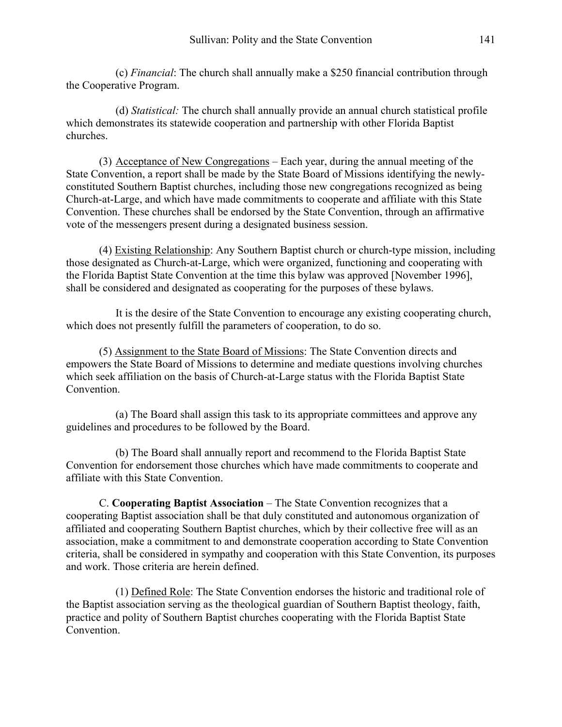(c) *Financial*: The church shall annually make a $250 financial contribution through the Cooperative Program.

(d) *Statistical:* The church shall annually provide an annual church statistical profile which demonstrates its statewide cooperation and partnership with other Florida Baptist churches.

(3) <u>Acceptance of New Congregations</u> – Each year, during the annual meeting of the State Convention, a report shall be made by the State Board of Missions identifying the newly-constituted Southern Baptist churches, including those new congregations recognized as being Church-at-Large, and which have made commitments to cooperate and affiliate with this State Convention. These churches shall be endorsed by the State Convention, through an affirmative vote of the messengers present during a designated business session.

(4) <u>Existing Relationship</u>: Any Southern Baptist church or church-type mission, including those designated as Church-at-Large, which were organized, functioning and cooperating with the Florida Baptist State Convention at the time this bylaw was approved [November 1996], shall be considered and designated as cooperating for the purposes of these bylaws.

It is the desire of the State Convention to encourage any existing cooperating church, which does not presently fulfill the parameters of cooperation, to do so.

(5) <u>Assignment to the State Board of Missions</u>: The State Convention directs and empowers the State Board of Missions to determine and mediate questions involving churches which seek affiliation on the basis of Church-at-Large status with the Florida Baptist State Convention.

(a) The Board shall assign this task to its appropriate committees and approve any guidelines and procedures to be followed by the Board.

(b) The Board shall annually report and recommend to the Florida Baptist State Convention for endorsement those churches which have made commitments to cooperate and affiliate with this State Convention.

C. **Cooperating Baptist Association** – The State Convention recognizes that a cooperating Baptist association shall be that duly constituted and autonomous organization of affiliated and cooperating Southern Baptist churches, which by their collective free will as an association, make a commitment to and demonstrate cooperation according to State Convention criteria, shall be considered in sympathy and cooperation with this State Convention, its purposes and work. Those criteria are herein defined.

(1) <u>Defined Role</u>: The State Convention endorses the historic and traditional role of the Baptist association serving as the theological guardian of Southern Baptist theology, faith, practice and polity of Southern Baptist churches cooperating with the Florida Baptist State Convention.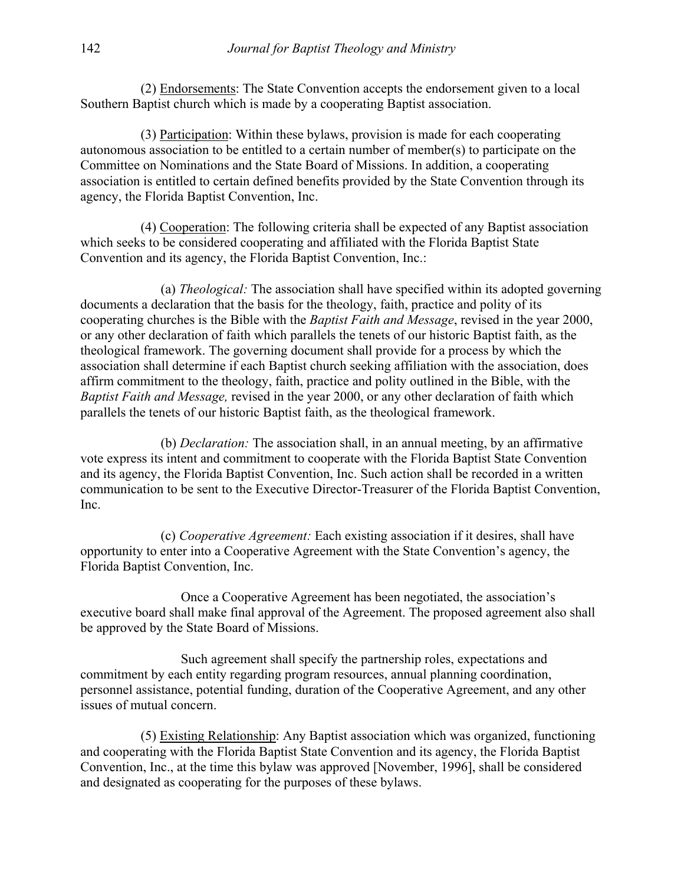(2) Endorsements: The State Convention accepts the endorsement given to a local Southern Baptist church which is made by a cooperating Baptist association.

(3) Participation: Within these bylaws, provision is made for each cooperating autonomous association to be entitled to a certain number of member(s) to participate on the Committee on Nominations and the State Board of Missions. In addition, a cooperating association is entitled to certain defined benefits provided by the State Convention through its agency, the Florida Baptist Convention, Inc.

(4) Cooperation: The following criteria shall be expected of any Baptist association which seeks to be considered cooperating and affiliated with the Florida Baptist State Convention and its agency, the Florida Baptist Convention, Inc.:

(a) *Theological:* The association shall have specified within its adopted governing documents a declaration that the basis for the theology, faith, practice and polity of its cooperating churches is the Bible with the *Baptist Faith and Message*, revised in the year 2000, or any other declaration of faith which parallels the tenets of our historic Baptist faith, as the theological framework. The governing document shall provide for a process by which the association shall determine if each Baptist church seeking affiliation with the association, does affirm commitment to the theology, faith, practice and polity outlined in the Bible, with the *Baptist Faith and Message,* revised in the year 2000, or any other declaration of faith which parallels the tenets of our historic Baptist faith, as the theological framework.

(b) *Declaration:* The association shall, in an annual meeting, by an affirmative vote express its intent and commitment to cooperate with the Florida Baptist State Convention and its agency, the Florida Baptist Convention, Inc. Such action shall be recorded in a written communication to be sent to the Executive Director-Treasurer of the Florida Baptist Convention, Inc.

(c) *Cooperative Agreement:* Each existing association if it desires, shall have opportunity to enter into a Cooperative Agreement with the State Convention's agency, the Florida Baptist Convention, Inc.

Once a Cooperative Agreement has been negotiated, the association's executive board shall make final approval of the Agreement. The proposed agreement also shall be approved by the State Board of Missions.

Such agreement shall specify the partnership roles, expectations and commitment by each entity regarding program resources, annual planning coordination, personnel assistance, potential funding, duration of the Cooperative Agreement, and any other issues of mutual concern.

(5) Existing Relationship: Any Baptist association which was organized, functioning and cooperating with the Florida Baptist State Convention and its agency, the Florida Baptist Convention, Inc., at the time this bylaw was approved [November, 1996], shall be considered and designated as cooperating for the purposes of these bylaws.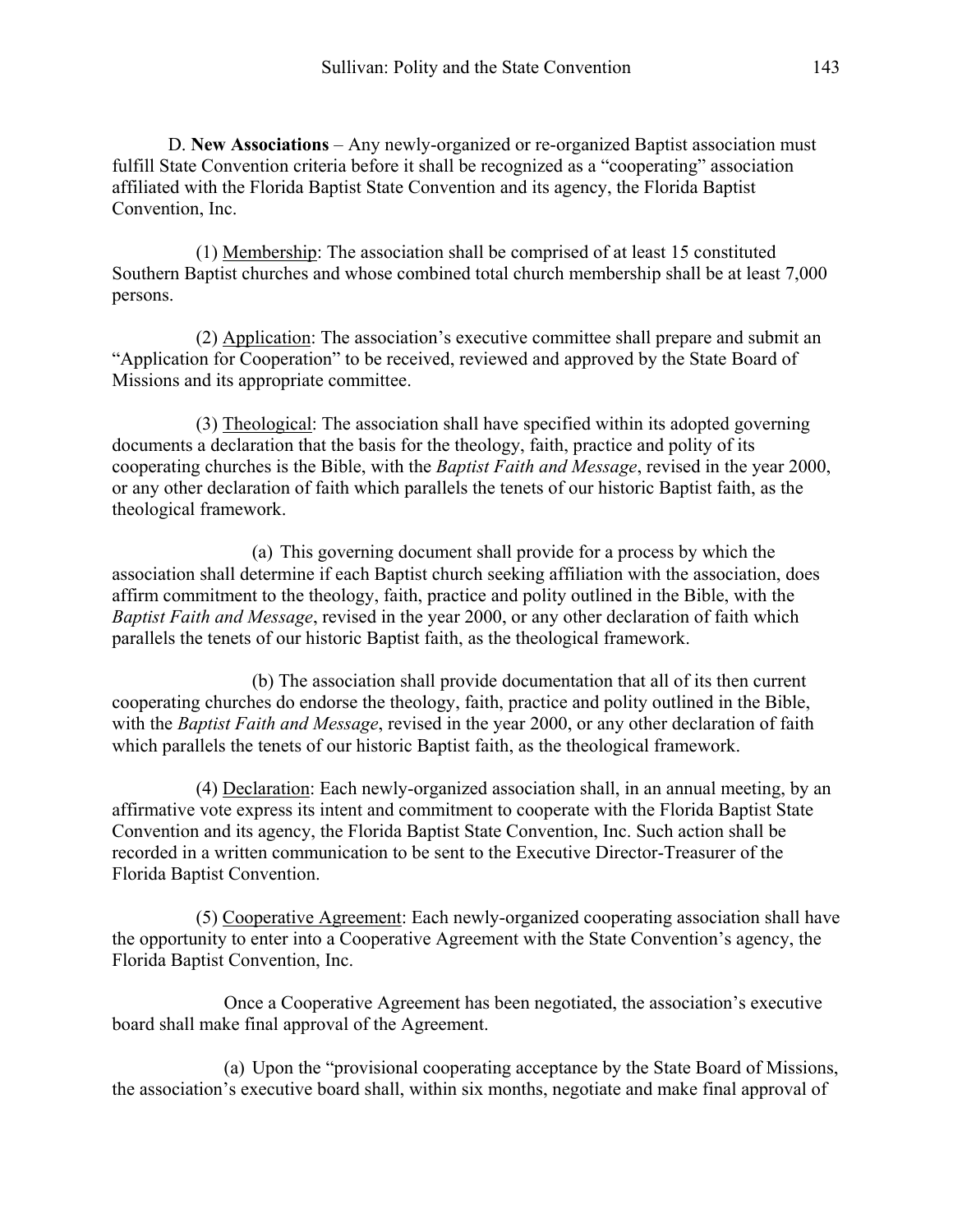D. **New Associations** – Any newly-organized or re-organized Baptist association must fulfill State Convention criteria before it shall be recognized as a "cooperating" association affiliated with the Florida Baptist State Convention and its agency, the Florida Baptist Convention, Inc.

(1) Membership: The association shall be comprised of at least 15 constituted Southern Baptist churches and whose combined total church membership shall be at least 7,000 persons.

(2) Application: The association's executive committee shall prepare and submit an "Application for Cooperation" to be received, reviewed and approved by the State Board of Missions and its appropriate committee.

(3) Theological: The association shall have specified within its adopted governing documents a declaration that the basis for the theology, faith, practice and polity of its cooperating churches is the Bible, with the *Baptist Faith and Message*, revised in the year 2000, or any other declaration of faith which parallels the tenets of our historic Baptist faith, as the theological framework.

(a) This governing document shall provide for a process by which the association shall determine if each Baptist church seeking affiliation with the association, does affirm commitment to the theology, faith, practice and polity outlined in the Bible, with the *Baptist Faith and Message*, revised in the year 2000, or any other declaration of faith which parallels the tenets of our historic Baptist faith, as the theological framework.

(b) The association shall provide documentation that all of its then current cooperating churches do endorse the theology, faith, practice and polity outlined in the Bible, with the *Baptist Faith and Message*, revised in the year 2000, or any other declaration of faith which parallels the tenets of our historic Baptist faith, as the theological framework.

(4) Declaration: Each newly-organized association shall, in an annual meeting, by an affirmative vote express its intent and commitment to cooperate with the Florida Baptist State Convention and its agency, the Florida Baptist State Convention, Inc. Such action shall be recorded in a written communication to be sent to the Executive Director-Treasurer of the Florida Baptist Convention.

(5) Cooperative Agreement: Each newly-organized cooperating association shall have the opportunity to enter into a Cooperative Agreement with the State Convention's agency, the Florida Baptist Convention, Inc.

Once a Cooperative Agreement has been negotiated, the association's executive board shall make final approval of the Agreement.

(a) Upon the "provisional cooperating acceptance by the State Board of Missions, the association's executive board shall, within six months, negotiate and make final approval of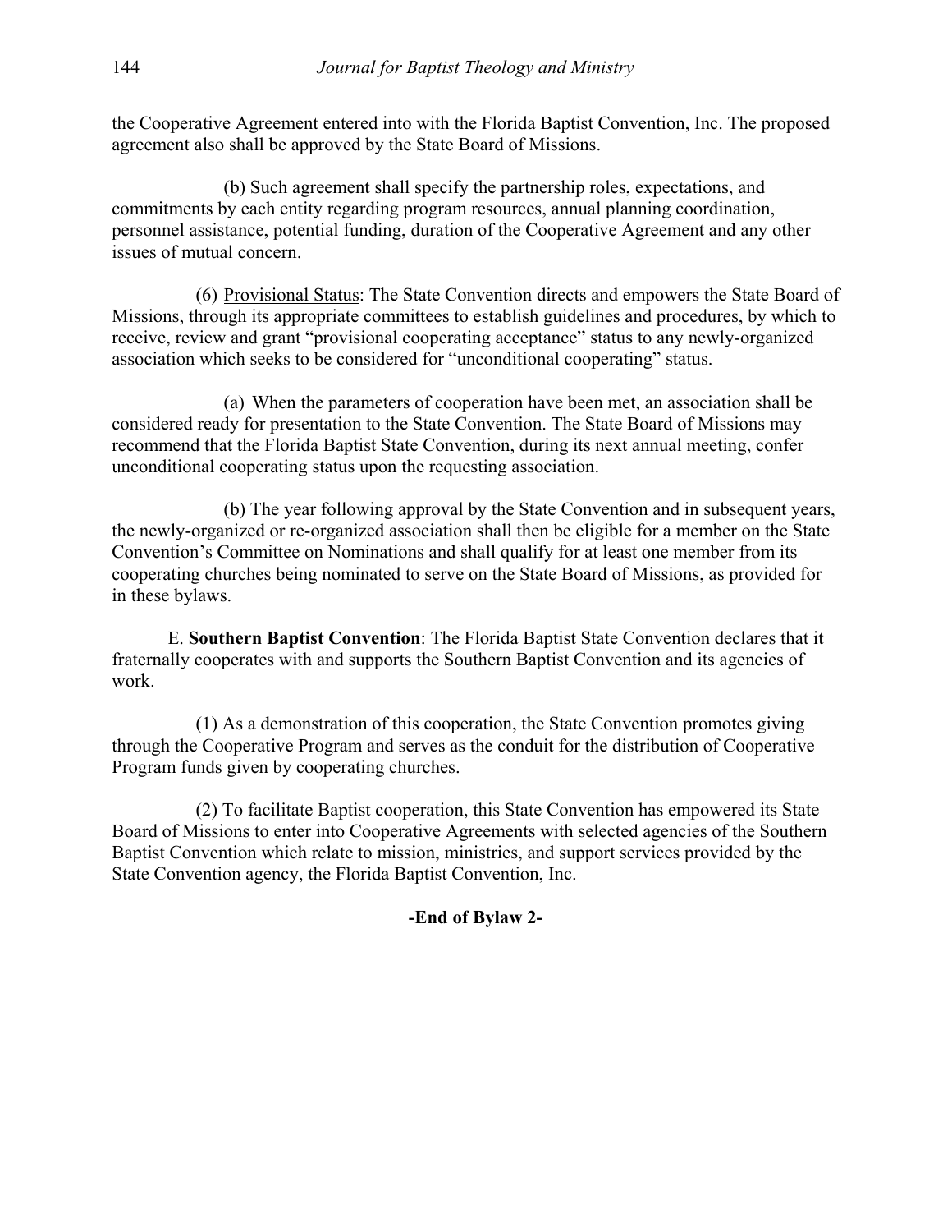the Cooperative Agreement entered into with the Florida Baptist Convention, Inc. The proposed agreement also shall be approved by the State Board of Missions.

(b) Such agreement shall specify the partnership roles, expectations, and commitments by each entity regarding program resources, annual planning coordination, personnel assistance, potential funding, duration of the Cooperative Agreement and any other issues of mutual concern.

(6) <u>Provisional Status</u>: The State Convention directs and empowers the State Board of Missions, through its appropriate committees to establish guidelines and procedures, by which to receive, review and grant "provisional cooperating acceptance" status to any newly-organized association which seeks to be considered for "unconditional cooperating" status.

(a) When the parameters of cooperation have been met, an association shall be considered ready for presentation to the State Convention. The State Board of Missions may recommend that the Florida Baptist State Convention, during its next annual meeting, confer unconditional cooperating status upon the requesting association.

(b) The year following approval by the State Convention and in subsequent years, the newly-organized or re-organized association shall then be eligible for a member on the State Convention's Committee on Nominations and shall qualify for at least one member from its cooperating churches being nominated to serve on the State Board of Missions, as provided for in these bylaws.

E. **Southern Baptist Convention**: The Florida Baptist State Convention declares that it fraternally cooperates with and supports the Southern Baptist Convention and its agencies of work.

(1) As a demonstration of this cooperation, the State Convention promotes giving through the Cooperative Program and serves as the conduit for the distribution of Cooperative Program funds given by cooperating churches.

(2) To facilitate Baptist cooperation, this State Convention has empowered its State Board of Missions to enter into Cooperative Agreements with selected agencies of the Southern Baptist Convention which relate to mission, ministries, and support services provided by the State Convention agency, the Florida Baptist Convention, Inc.

**-End of Bylaw 2-**